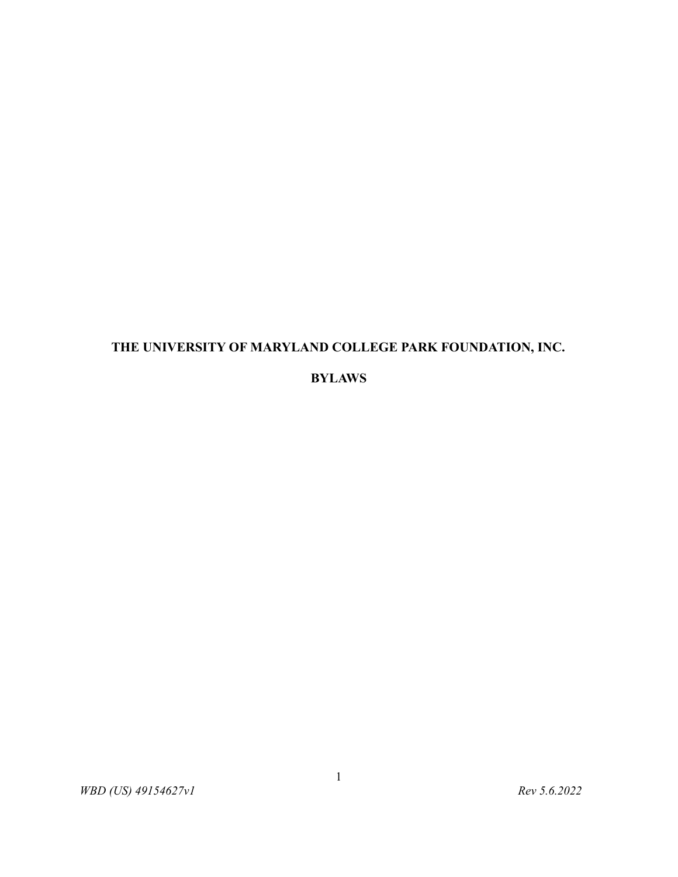# THE UNIVERSITY OF MARYLAND COLLEGE PARK FOUNDATION, INC.

## BYLAWS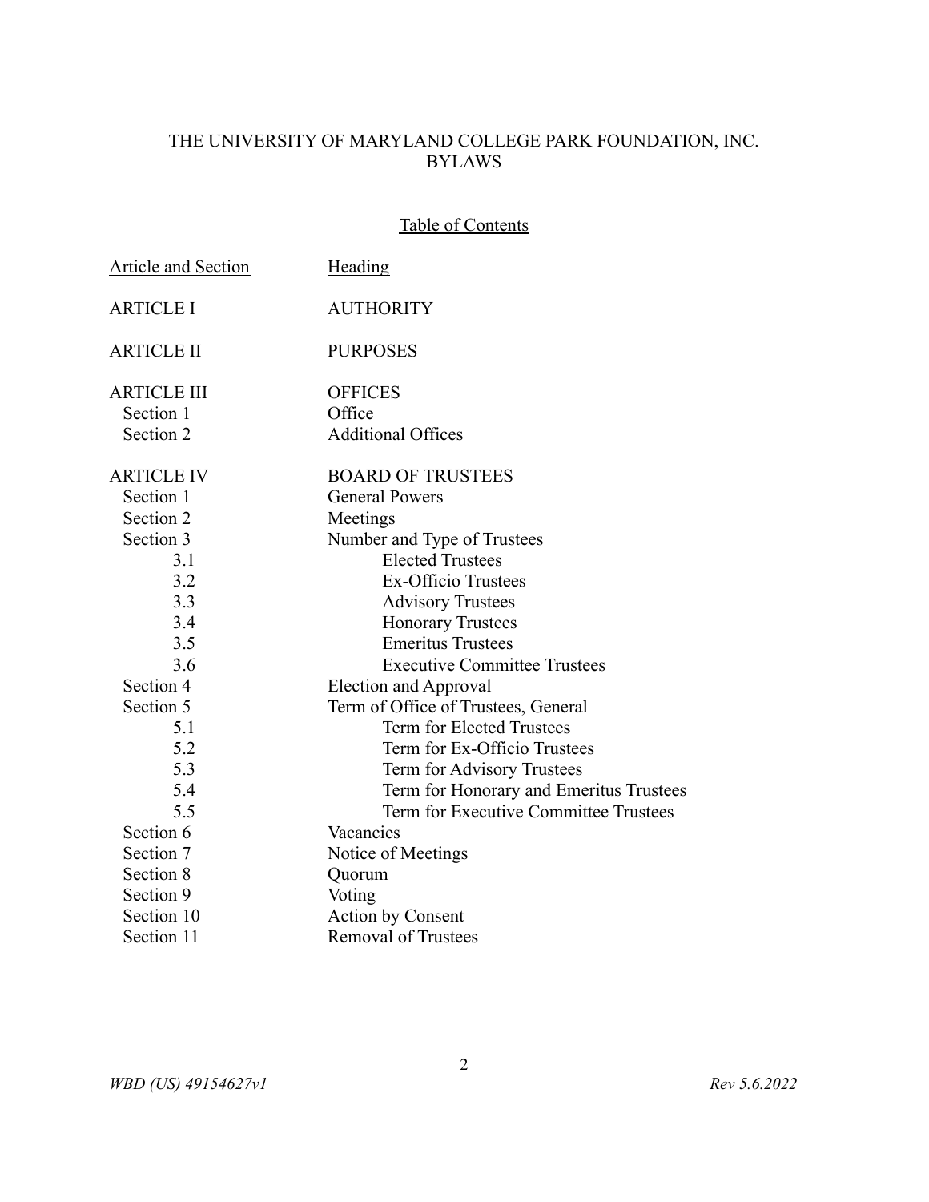THE UNIVERSITY OF MARYLAND COLLEGE PARK FOUNDATION, INC.
BYLAWS

Table of Contents

| Article and Section | Heading |
| --- | --- |
| ARTICLE I | AUTHORITY |
| ARTICLE II | PURPOSES |
| ARTICLE III | OFFICES |
| Section 1 | Office |
| Section 2 | Additional Offices |
| ARTICLE IV | BOARD OF TRUSTEES |
| Section 1 | General Powers |
| Section 2 | Meetings |
| Section 3 | Number and Type of Trustees |
| 3.1 | Elected Trustees |
| 3.2 | Ex-Officio Trustees |
| 3.3 | Advisory Trustees |
| 3.4 | Honorary Trustees |
| 3.5 | Emeritus Trustees |
| 3.6 | Executive Committee Trustees |
| Section 4 | Election and Approval |
| Section 5 | Term of Office of Trustees, General |
| 5.1 | Term for Elected Trustees |
| 5.2 | Term for Ex-Officio Trustees |
| 5.3 | Term for Advisory Trustees |
| 5.4 | Term for Honorary and Emeritus Trustees |
| 5.5 | Term for Executive Committee Trustees |
| Section 6 | Vacancies |
| Section 7 | Notice of Meetings |
| Section 8 | Quorum |
| Section 9 | Voting |
| Section 10 | Action by Consent |
| Section 11 | Removal of Trustees |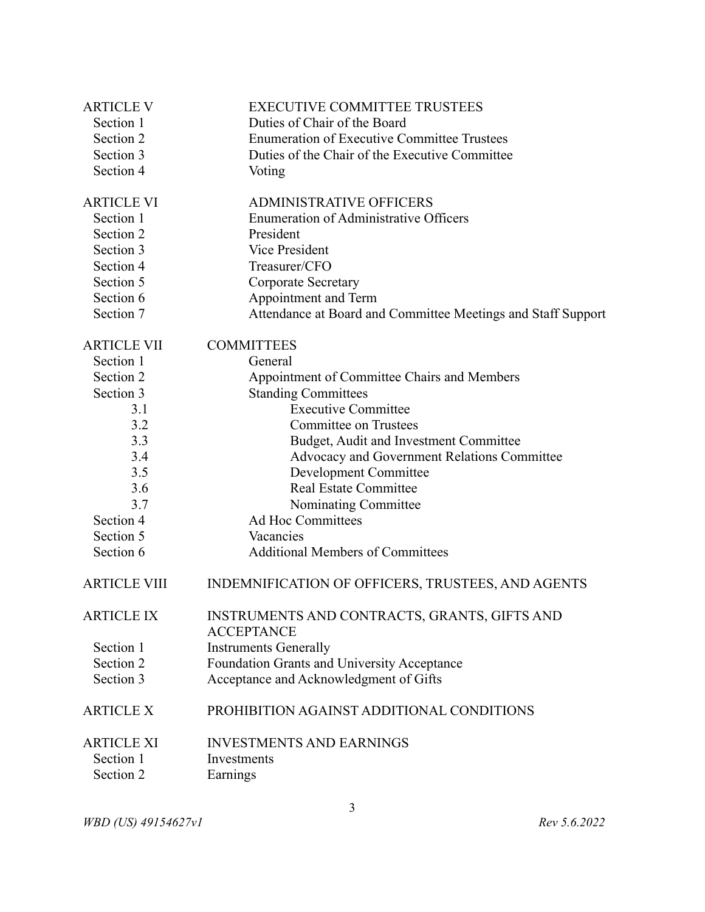| | |
|---|---|
| ARTICLE V | EXECUTIVE COMMITTEE TRUSTEES |
| Section 1 | Duties of Chair of the Board |
| Section 2 | Enumeration of Executive Committee Trustees |
| Section 3 | Duties of the Chair of the Executive Committee |
| Section 4 | Voting |
| | |
| ARTICLE VI | ADMINISTRATIVE OFFICERS |
| Section 1 | Enumeration of Administrative Officers |
| Section 2 | President |
| Section 3 | Vice President |
| Section 4 | Treasurer/CFO |
| Section 5 | Corporate Secretary |
| Section 6 | Appointment and Term |
| Section 7 | Attendance at Board and Committee Meetings and Staff Support |
| | |
| ARTICLE VII | COMMITTEES |
| Section 1 | General |
| Section 2 | Appointment of Committee Chairs and Members |
| Section 3 | Standing Committees |
| 3.1 | Executive Committee |
| 3.2 | Committee on Trustees |
| 3.3 | Budget, Audit and Investment Committee |
| 3.4 | Advocacy and Government Relations Committee |
| 3.5 | Development Committee |
| 3.6 | Real Estate Committee |
| 3.7 | Nominating Committee |
| Section 4 | Ad Hoc Committees |
| Section 5 | Vacancies |
| Section 6 | Additional Members of Committees |
| | |
| ARTICLE VIII | INDEMNIFICATION OF OFFICERS, TRUSTEES, AND AGENTS |
| | |
| ARTICLE IX | INSTRUMENTS AND CONTRACTS, GRANTS, GIFTS AND ACCEPTANCE |
| Section 1 | Instruments Generally |
| Section 2 | Foundation Grants and University Acceptance |
| Section 3 | Acceptance and Acknowledgment of Gifts |
| | |
| ARTICLE X | PROHIBITION AGAINST ADDITIONAL CONDITIONS |
| | |
| ARTICLE XI | INVESTMENTS AND EARNINGS |
| Section 1 | Investments |
| Section 2 | Earnings |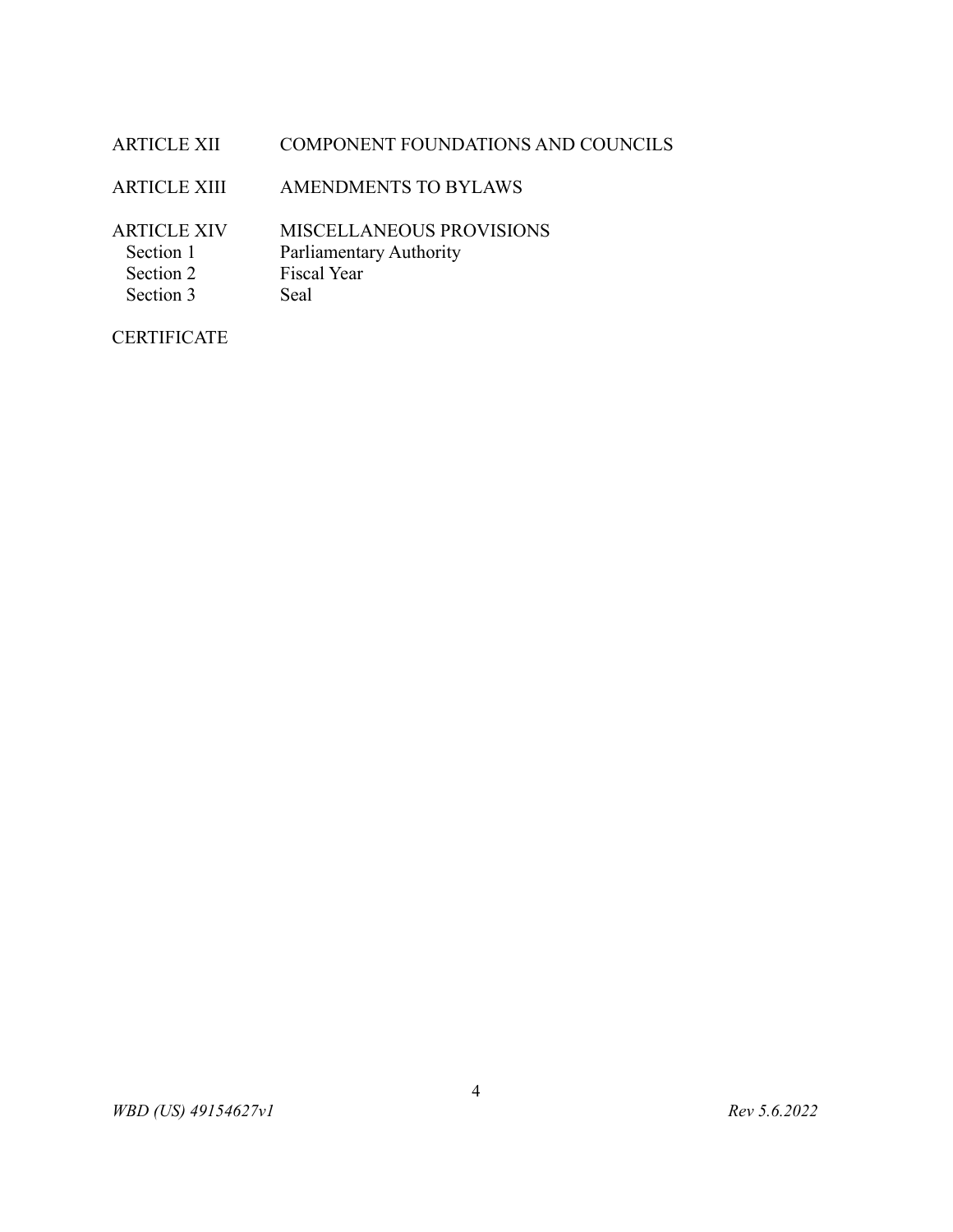ARTICLE XII COMPONENT FOUNDATIONS AND COUNCILS

ARTICLE XIII AMENDMENTS TO BYLAWS

ARTICLE XIV MISCELLANEOUS PROVISIONS
- Section 1 Parliamentary Authority
- Section 2 Fiscal Year
- Section 3 Seal

CERTIFICATE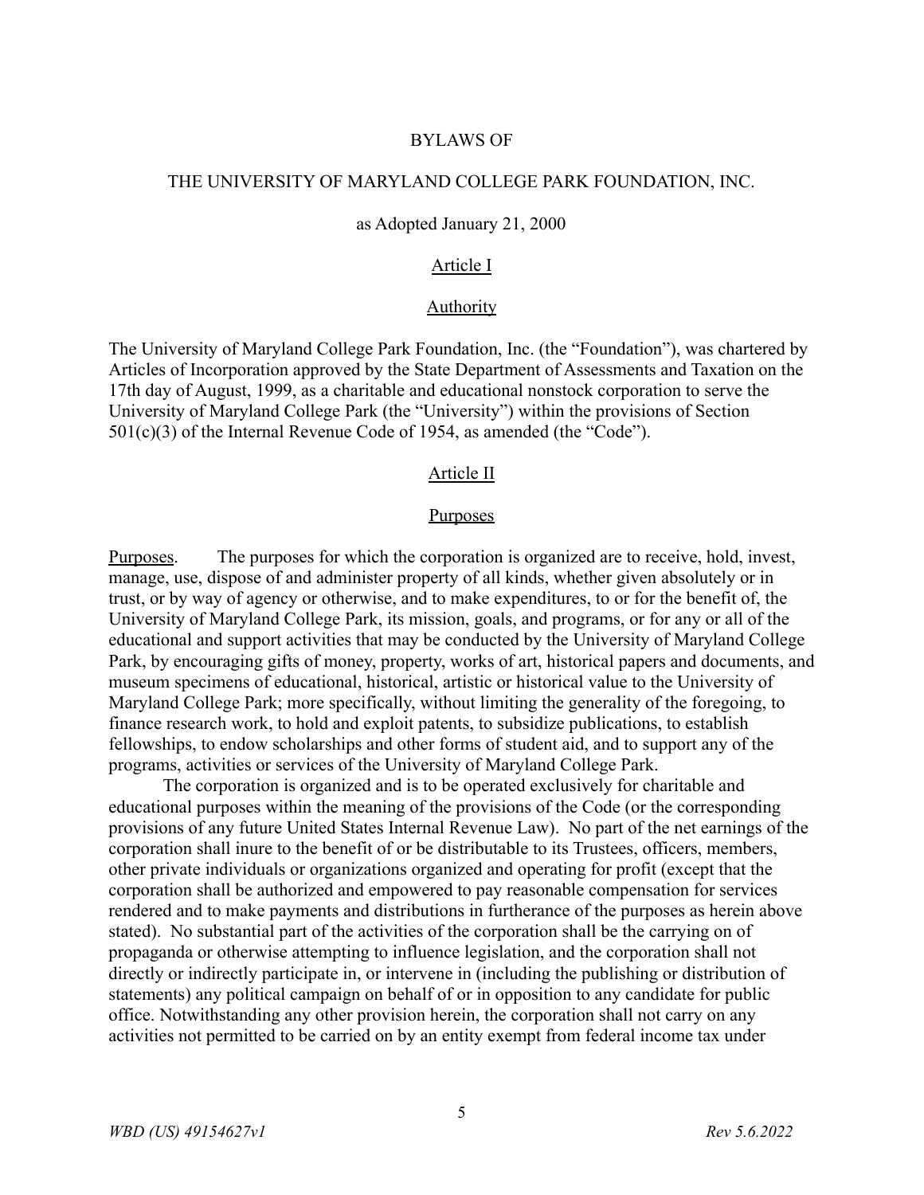# BYLAWS OF

## THE UNIVERSITY OF MARYLAND COLLEGE PARK FOUNDATION, INC.

as Adopted January 21, 2000

## Article I

### Authority

The University of Maryland College Park Foundation, Inc. (the "Foundation"), was chartered by Articles of Incorporation approved by the State Department of Assessments and Taxation on the 17th day of August, 1999, as a charitable and educational nonstock corporation to serve the University of Maryland College Park (the "University") within the provisions of Section 501(c)(3) of the Internal Revenue Code of 1954, as amended (the "Code").

## Article II

### Purposes

Purposes. The purposes for which the corporation is organized are to receive, hold, invest, manage, use, dispose of and administer property of all kinds, whether given absolutely or in trust, or by way of agency or otherwise, and to make expenditures, to or for the benefit of, the University of Maryland College Park, its mission, goals, and programs, or for any or all of the educational and support activities that may be conducted by the University of Maryland College Park, by encouraging gifts of money, property, works of art, historical papers and documents, and museum specimens of educational, historical, artistic or historical value to the University of Maryland College Park; more specifically, without limiting the generality of the foregoing, to finance research work, to hold and exploit patents, to subsidize publications, to establish fellowships, to endow scholarships and other forms of student aid, and to support any of the programs, activities or services of the University of Maryland College Park.

The corporation is organized and is to be operated exclusively for charitable and educational purposes within the meaning of the provisions of the Code (or the corresponding provisions of any future United States Internal Revenue Law). No part of the net earnings of the corporation shall inure to the benefit of or be distributable to its Trustees, officers, members, other private individuals or organizations organized and operating for profit (except that the corporation shall be authorized and empowered to pay reasonable compensation for services rendered and to make payments and distributions in furtherance of the purposes as herein above stated). No substantial part of the activities of the corporation shall be the carrying on of propaganda or otherwise attempting to influence legislation, and the corporation shall not directly or indirectly participate in, or intervene in (including the publishing or distribution of statements) any political campaign on behalf of or in opposition to any candidate for public office. Notwithstanding any other provision herein, the corporation shall not carry on any activities not permitted to be carried on by an entity exempt from federal income tax under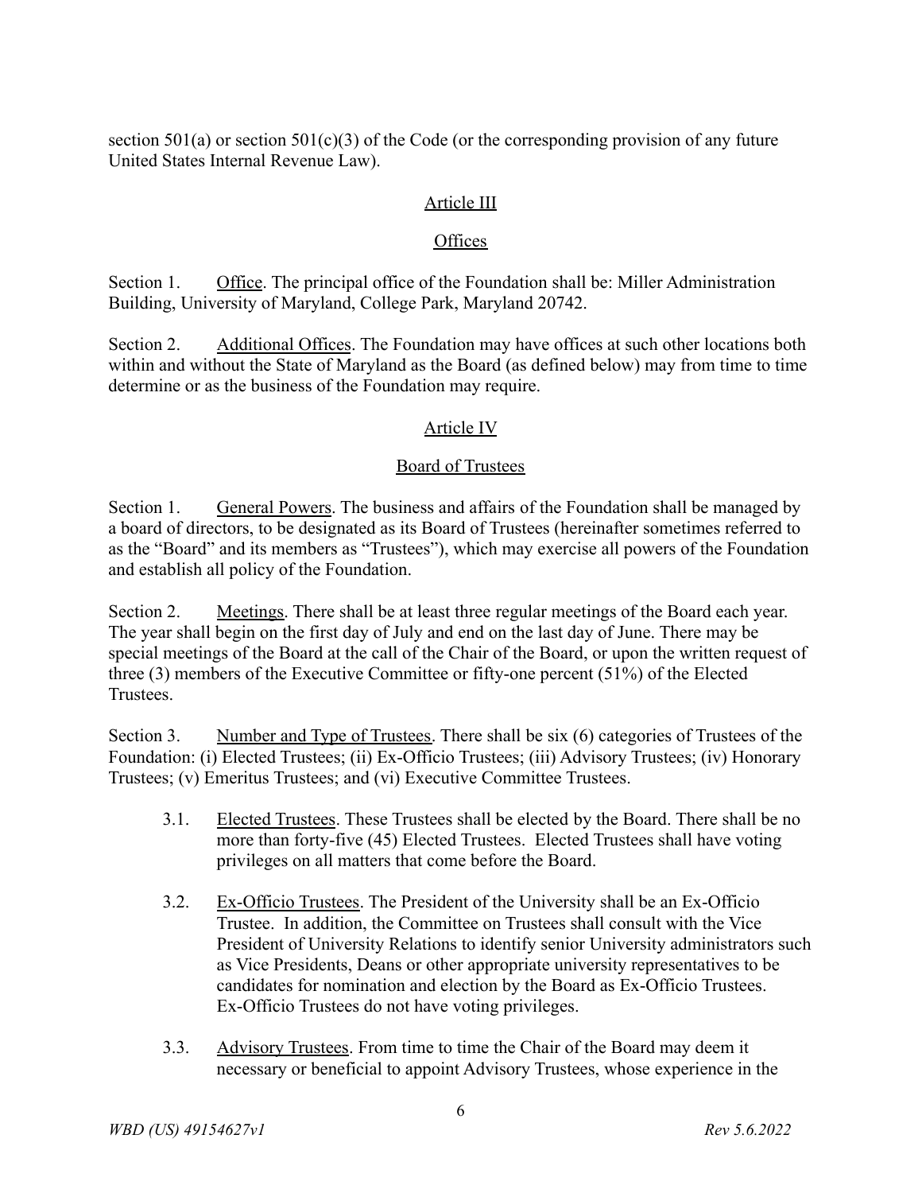section 501(a) or section 501(c)(3) of the Code (or the corresponding provision of any future United States Internal Revenue Law).

## Article III

## Offices

Section 1. Office. The principal office of the Foundation shall be: Miller Administration Building, University of Maryland, College Park, Maryland 20742.

Section 2. Additional Offices. The Foundation may have offices at such other locations both within and without the State of Maryland as the Board (as defined below) may from time to time determine or as the business of the Foundation may require.

## Article IV

## Board of Trustees

Section 1. General Powers. The business and affairs of the Foundation shall be managed by a board of directors, to be designated as its Board of Trustees (hereinafter sometimes referred to as the "Board" and its members as "Trustees"), which may exercise all powers of the Foundation and establish all policy of the Foundation.

Section 2. Meetings. There shall be at least three regular meetings of the Board each year. The year shall begin on the first day of July and end on the last day of June. There may be special meetings of the Board at the call of the Chair of the Board, or upon the written request of three (3) members of the Executive Committee or fifty-one percent (51%) of the Elected Trustees.

Section 3. Number and Type of Trustees. There shall be six (6) categories of Trustees of the Foundation: (i) Elected Trustees; (ii) Ex-Officio Trustees; (iii) Advisory Trustees; (iv) Honorary Trustees; (v) Emeritus Trustees; and (vi) Executive Committee Trustees.

3.1. Elected Trustees. These Trustees shall be elected by the Board. There shall be no more than forty-five (45) Elected Trustees. Elected Trustees shall have voting privileges on all matters that come before the Board.

3.2. Ex-Officio Trustees. The President of the University shall be an Ex-Officio Trustee. In addition, the Committee on Trustees shall consult with the Vice President of University Relations to identify senior University administrators such as Vice Presidents, Deans or other appropriate university representatives to be candidates for nomination and election by the Board as Ex-Officio Trustees. Ex-Officio Trustees do not have voting privileges.

3.3. Advisory Trustees. From time to time the Chair of the Board may deem it necessary or beneficial to appoint Advisory Trustees, whose experience in the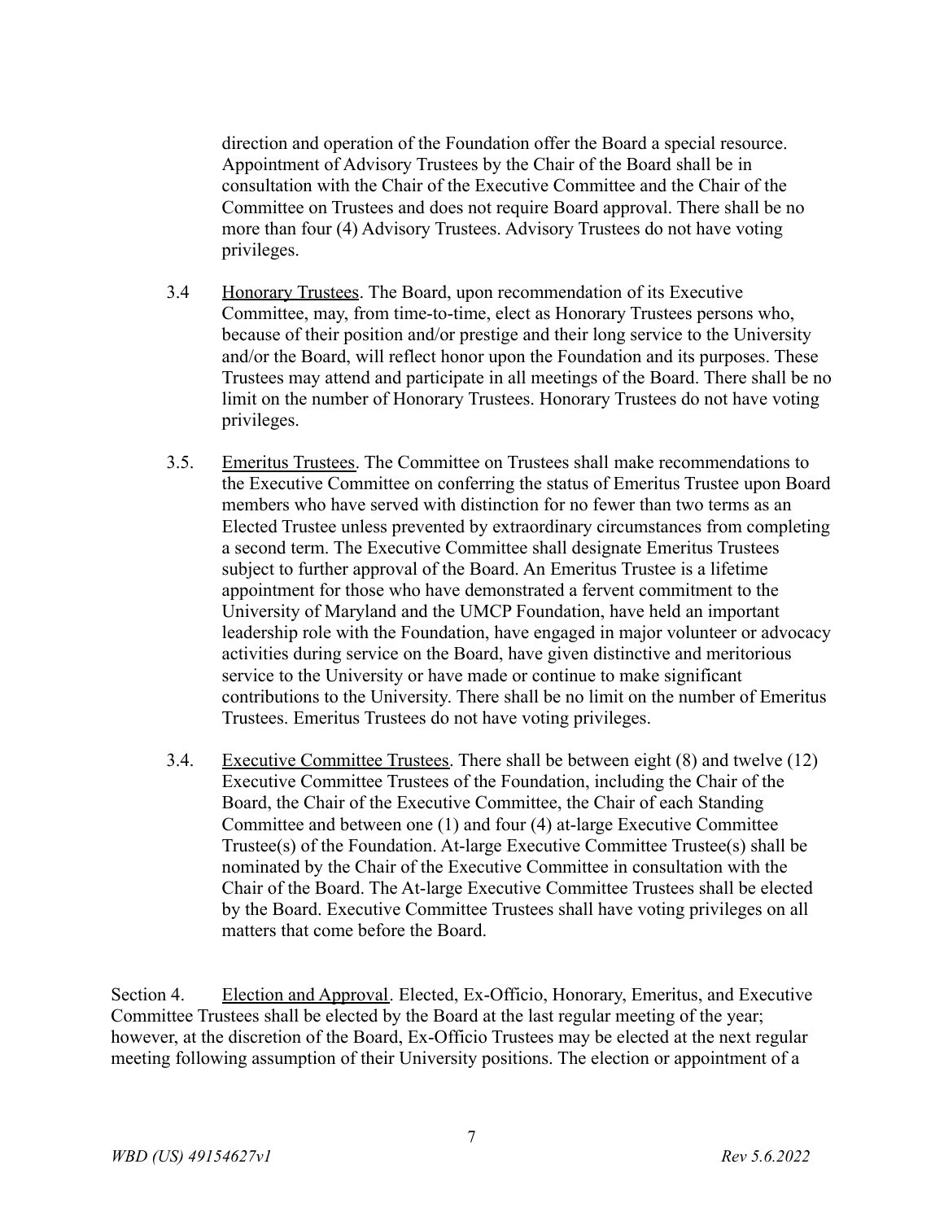direction and operation of the Foundation offer the Board a special resource. Appointment of Advisory Trustees by the Chair of the Board shall be in consultation with the Chair of the Executive Committee and the Chair of the Committee on Trustees and does not require Board approval. There shall be no more than four (4) Advisory Trustees. Advisory Trustees do not have voting privileges.

3.4 Honorary Trustees. The Board, upon recommendation of its Executive Committee, may, from time-to-time, elect as Honorary Trustees persons who, because of their position and/or prestige and their long service to the University and/or the Board, will reflect honor upon the Foundation and its purposes. These Trustees may attend and participate in all meetings of the Board. There shall be no limit on the number of Honorary Trustees. Honorary Trustees do not have voting privileges.

3.5. Emeritus Trustees. The Committee on Trustees shall make recommendations to the Executive Committee on conferring the status of Emeritus Trustee upon Board members who have served with distinction for no fewer than two terms as an Elected Trustee unless prevented by extraordinary circumstances from completing a second term. The Executive Committee shall designate Emeritus Trustees subject to further approval of the Board. An Emeritus Trustee is a lifetime appointment for those who have demonstrated a fervent commitment to the University of Maryland and the UMCP Foundation, have held an important leadership role with the Foundation, have engaged in major volunteer or advocacy activities during service on the Board, have given distinctive and meritorious service to the University or have made or continue to make significant contributions to the University. There shall be no limit on the number of Emeritus Trustees. Emeritus Trustees do not have voting privileges.

3.4. Executive Committee Trustees. There shall be between eight (8) and twelve (12) Executive Committee Trustees of the Foundation, including the Chair of the Board, the Chair of the Executive Committee, the Chair of each Standing Committee and between one (1) and four (4) at-large Executive Committee Trustee(s) of the Foundation. At-large Executive Committee Trustee(s) shall be nominated by the Chair of the Executive Committee in consultation with the Chair of the Board. The At-large Executive Committee Trustees shall be elected by the Board. Executive Committee Trustees shall have voting privileges on all matters that come before the Board.

Section 4. Election and Approval. Elected, Ex-Officio, Honorary, Emeritus, and Executive Committee Trustees shall be elected by the Board at the last regular meeting of the year; however, at the discretion of the Board, Ex-Officio Trustees may be elected at the next regular meeting following assumption of their University positions. The election or appointment of a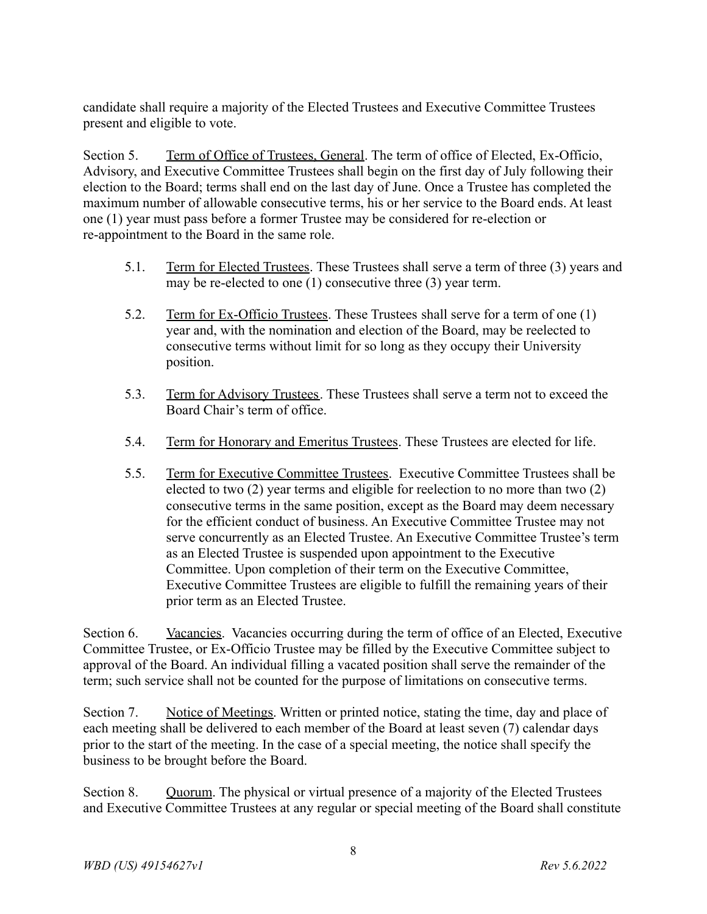candidate shall require a majority of the Elected Trustees and Executive Committee Trustees present and eligible to vote.

Section 5. Term of Office of Trustees, General. The term of office of Elected, Ex-Officio, Advisory, and Executive Committee Trustees shall begin on the first day of July following their election to the Board; terms shall end on the last day of June. Once a Trustee has completed the maximum number of allowable consecutive terms, his or her service to the Board ends. At least one (1) year must pass before a former Trustee may be considered for re-election or re-appointment to the Board in the same role.

> 5.1. Term for Elected Trustees. These Trustees shall serve a term of three (3) years and may be re-elected to one (1) consecutive three (3) year term.
>
> 5.2. Term for Ex-Officio Trustees. These Trustees shall serve for a term of one (1) year and, with the nomination and election of the Board, may be reelected to consecutive terms without limit for so long as they occupy their University position.
>
> 5.3. Term for Advisory Trustees. These Trustees shall serve a term not to exceed the Board Chair's term of office.
>
> 5.4. Term for Honorary and Emeritus Trustees. These Trustees are elected for life.
>
> 5.5. Term for Executive Committee Trustees. Executive Committee Trustees shall be elected to two (2) year terms and eligible for reelection to no more than two (2) consecutive terms in the same position, except as the Board may deem necessary for the efficient conduct of business. An Executive Committee Trustee may not serve concurrently as an Elected Trustee. An Executive Committee Trustee's term as an Elected Trustee is suspended upon appointment to the Executive Committee. Upon completion of their term on the Executive Committee, Executive Committee Trustees are eligible to fulfill the remaining years of their prior term as an Elected Trustee.

Section 6. Vacancies. Vacancies occurring during the term of office of an Elected, Executive Committee Trustee, or Ex-Officio Trustee may be filled by the Executive Committee subject to approval of the Board. An individual filling a vacated position shall serve the remainder of the term; such service shall not be counted for the purpose of limitations on consecutive terms.

Section 7. Notice of Meetings. Written or printed notice, stating the time, day and place of each meeting shall be delivered to each member of the Board at least seven (7) calendar days prior to the start of the meeting. In the case of a special meeting, the notice shall specify the business to be brought before the Board.

Section 8. Quorum. The physical or virtual presence of a majority of the Elected Trustees and Executive Committee Trustees at any regular or special meeting of the Board shall constitute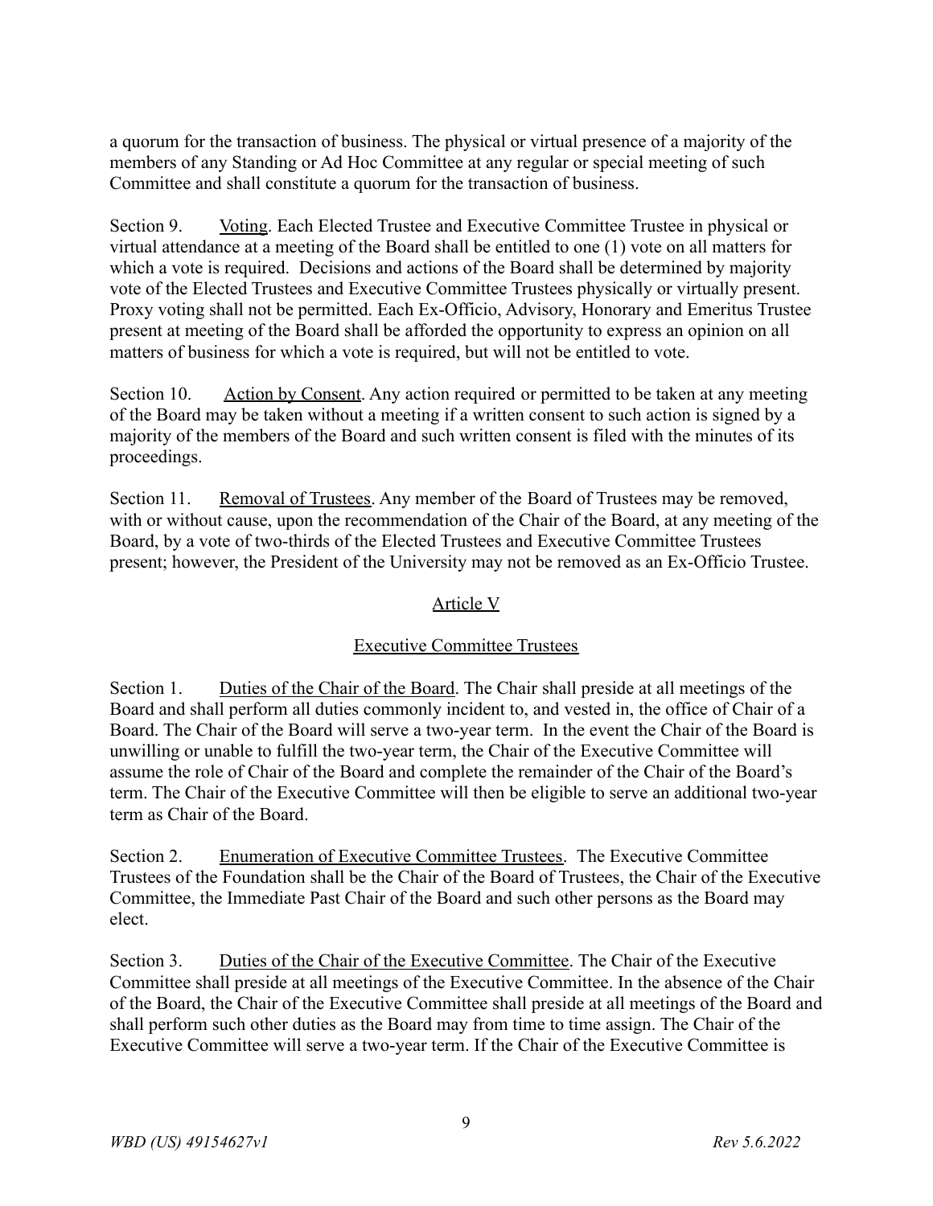a quorum for the transaction of business. The physical or virtual presence of a majority of the members of any Standing or Ad Hoc Committee at any regular or special meeting of such Committee and shall constitute a quorum for the transaction of business.

Section 9. Voting. Each Elected Trustee and Executive Committee Trustee in physical or virtual attendance at a meeting of the Board shall be entitled to one (1) vote on all matters for which a vote is required. Decisions and actions of the Board shall be determined by majority vote of the Elected Trustees and Executive Committee Trustees physically or virtually present. Proxy voting shall not be permitted. Each Ex-Officio, Advisory, Honorary and Emeritus Trustee present at meeting of the Board shall be afforded the opportunity to express an opinion on all matters of business for which a vote is required, but will not be entitled to vote.

Section 10. Action by Consent. Any action required or permitted to be taken at any meeting of the Board may be taken without a meeting if a written consent to such action is signed by a majority of the members of the Board and such written consent is filed with the minutes of its proceedings.

Section 11. Removal of Trustees. Any member of the Board of Trustees may be removed, with or without cause, upon the recommendation of the Chair of the Board, at any meeting of the Board, by a vote of two-thirds of the Elected Trustees and Executive Committee Trustees present; however, the President of the University may not be removed as an Ex-Officio Trustee.

## Article V

## Executive Committee Trustees

Section 1. Duties of the Chair of the Board. The Chair shall preside at all meetings of the Board and shall perform all duties commonly incident to, and vested in, the office of Chair of a Board. The Chair of the Board will serve a two-year term. In the event the Chair of the Board is unwilling or unable to fulfill the two-year term, the Chair of the Executive Committee will assume the role of Chair of the Board and complete the remainder of the Chair of the Board's term. The Chair of the Executive Committee will then be eligible to serve an additional two-year term as Chair of the Board.

Section 2. Enumeration of Executive Committee Trustees. The Executive Committee Trustees of the Foundation shall be the Chair of the Board of Trustees, the Chair of the Executive Committee, the Immediate Past Chair of the Board and such other persons as the Board may elect.

Section 3. Duties of the Chair of the Executive Committee. The Chair of the Executive Committee shall preside at all meetings of the Executive Committee. In the absence of the Chair of the Board, the Chair of the Executive Committee shall preside at all meetings of the Board and shall perform such other duties as the Board may from time to time assign. The Chair of the Executive Committee will serve a two-year term. If the Chair of the Executive Committee is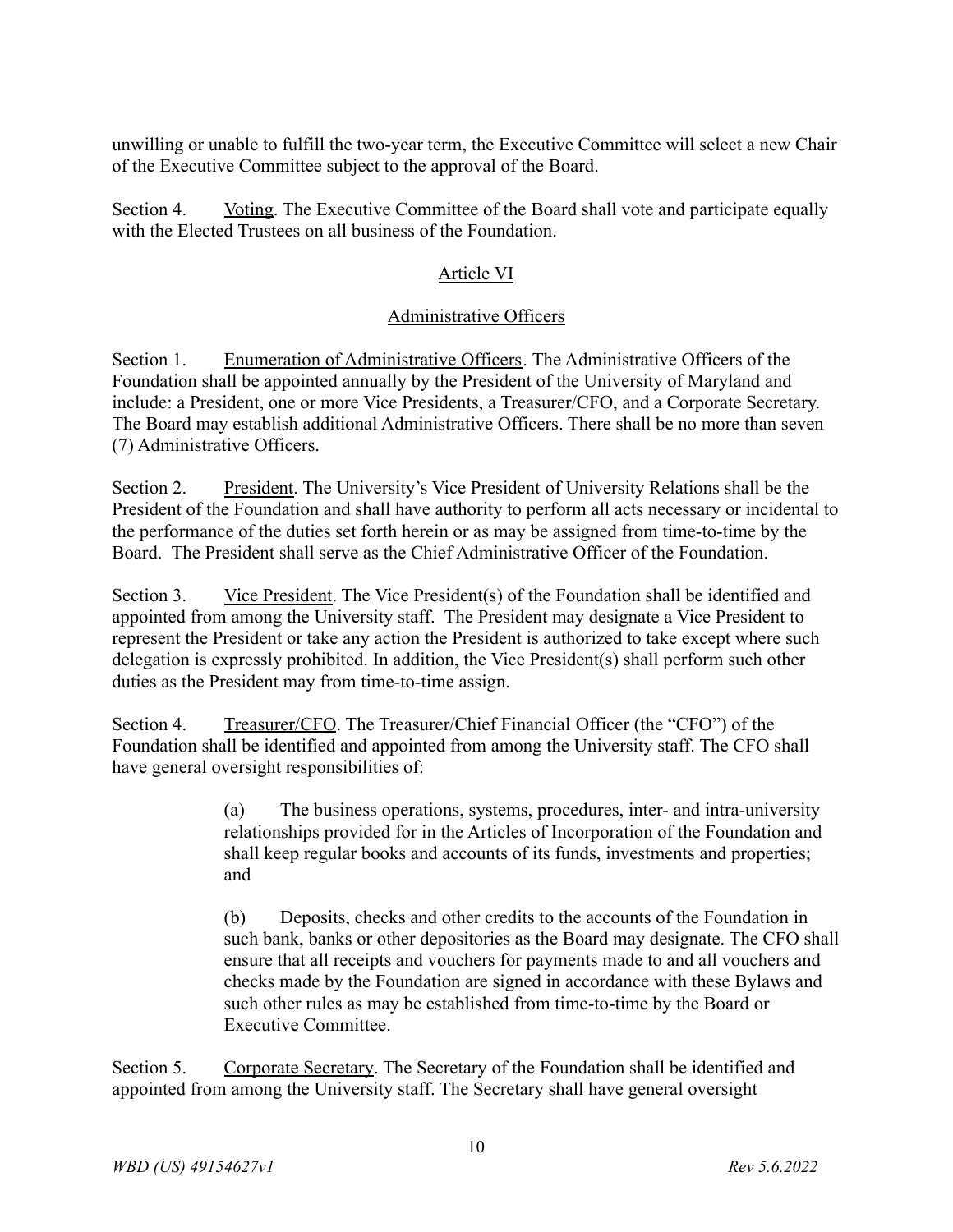unwilling or unable to fulfill the two-year term, the Executive Committee will select a new Chair of the Executive Committee subject to the approval of the Board.

Section 4. Voting. The Executive Committee of the Board shall vote and participate equally with the Elected Trustees on all business of the Foundation.

## Article VI

## Administrative Officers

Section 1. Enumeration of Administrative Officers. The Administrative Officers of the Foundation shall be appointed annually by the President of the University of Maryland and include: a President, one or more Vice Presidents, a Treasurer/CFO, and a Corporate Secretary. The Board may establish additional Administrative Officers. There shall be no more than seven (7) Administrative Officers.

Section 2. President. The University's Vice President of University Relations shall be the President of the Foundation and shall have authority to perform all acts necessary or incidental to the performance of the duties set forth herein or as may be assigned from time-to-time by the Board. The President shall serve as the Chief Administrative Officer of the Foundation.

Section 3. Vice President. The Vice President(s) of the Foundation shall be identified and appointed from among the University staff. The President may designate a Vice President to represent the President or take any action the President is authorized to take except where such delegation is expressly prohibited. In addition, the Vice President(s) shall perform such other duties as the President may from time-to-time assign.

Section 4. Treasurer/CFO. The Treasurer/Chief Financial Officer (the "CFO") of the Foundation shall be identified and appointed from among the University staff. The CFO shall have general oversight responsibilities of:

> (a) The business operations, systems, procedures, inter- and intra-university relationships provided for in the Articles of Incorporation of the Foundation and shall keep regular books and accounts of its funds, investments and properties; and
>
> (b) Deposits, checks and other credits to the accounts of the Foundation in such bank, banks or other depositories as the Board may designate. The CFO shall ensure that all receipts and vouchers for payments made to and all vouchers and checks made by the Foundation are signed in accordance with these Bylaws and such other rules as may be established from time-to-time by the Board or Executive Committee.

Section 5. Corporate Secretary. The Secretary of the Foundation shall be identified and appointed from among the University staff. The Secretary shall have general oversight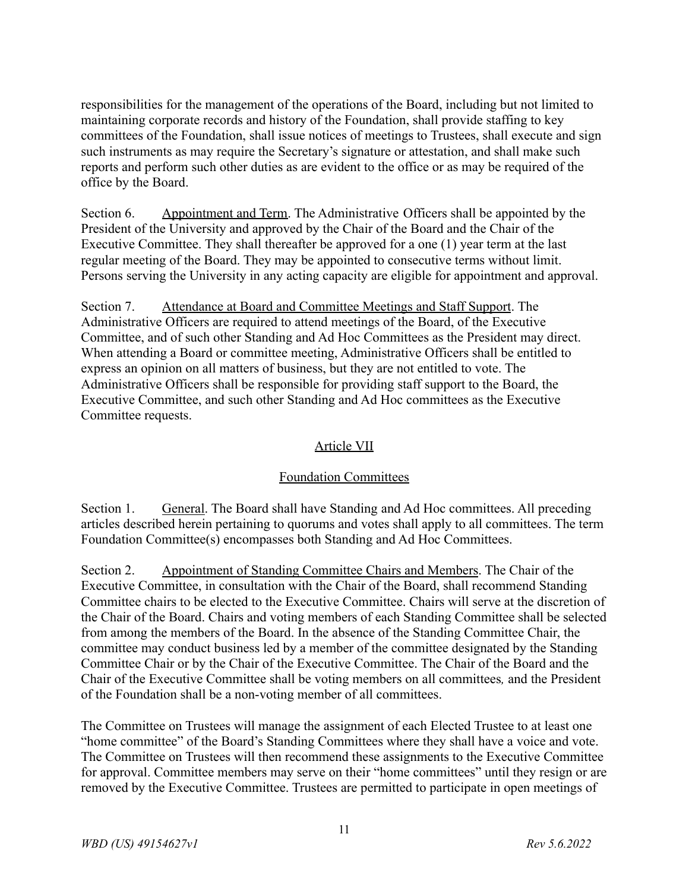responsibilities for the management of the operations of the Board, including but not limited to maintaining corporate records and history of the Foundation, shall provide staffing to key committees of the Foundation, shall issue notices of meetings to Trustees, shall execute and sign such instruments as may require the Secretary's signature or attestation, and shall make such reports and perform such other duties as are evident to the office or as may be required of the office by the Board.

Section 6. Appointment and Term. The Administrative Officers shall be appointed by the President of the University and approved by the Chair of the Board and the Chair of the Executive Committee. They shall thereafter be approved for a one (1) year term at the last regular meeting of the Board. They may be appointed to consecutive terms without limit. Persons serving the University in any acting capacity are eligible for appointment and approval.

Section 7. Attendance at Board and Committee Meetings and Staff Support. The Administrative Officers are required to attend meetings of the Board, of the Executive Committee, and of such other Standing and Ad Hoc Committees as the President may direct. When attending a Board or committee meeting, Administrative Officers shall be entitled to express an opinion on all matters of business, but they are not entitled to vote. The Administrative Officers shall be responsible for providing staff support to the Board, the Executive Committee, and such other Standing and Ad Hoc committees as the Executive Committee requests.

## Article VII

## Foundation Committees

Section 1. General. The Board shall have Standing and Ad Hoc committees. All preceding articles described herein pertaining to quorums and votes shall apply to all committees. The term Foundation Committee(s) encompasses both Standing and Ad Hoc Committees.

Section 2. Appointment of Standing Committee Chairs and Members. The Chair of the Executive Committee, in consultation with the Chair of the Board, shall recommend Standing Committee chairs to be elected to the Executive Committee. Chairs will serve at the discretion of the Chair of the Board. Chairs and voting members of each Standing Committee shall be selected from among the members of the Board. In the absence of the Standing Committee Chair, the committee may conduct business led by a member of the committee designated by the Standing Committee Chair or by the Chair of the Executive Committee. The Chair of the Board and the Chair of the Executive Committee shall be voting members on all committees*,* and the President of the Foundation shall be a non-voting member of all committees.

The Committee on Trustees will manage the assignment of each Elected Trustee to at least one "home committee" of the Board's Standing Committees where they shall have a voice and vote. The Committee on Trustees will then recommend these assignments to the Executive Committee for approval. Committee members may serve on their "home committees" until they resign or are removed by the Executive Committee. Trustees are permitted to participate in open meetings of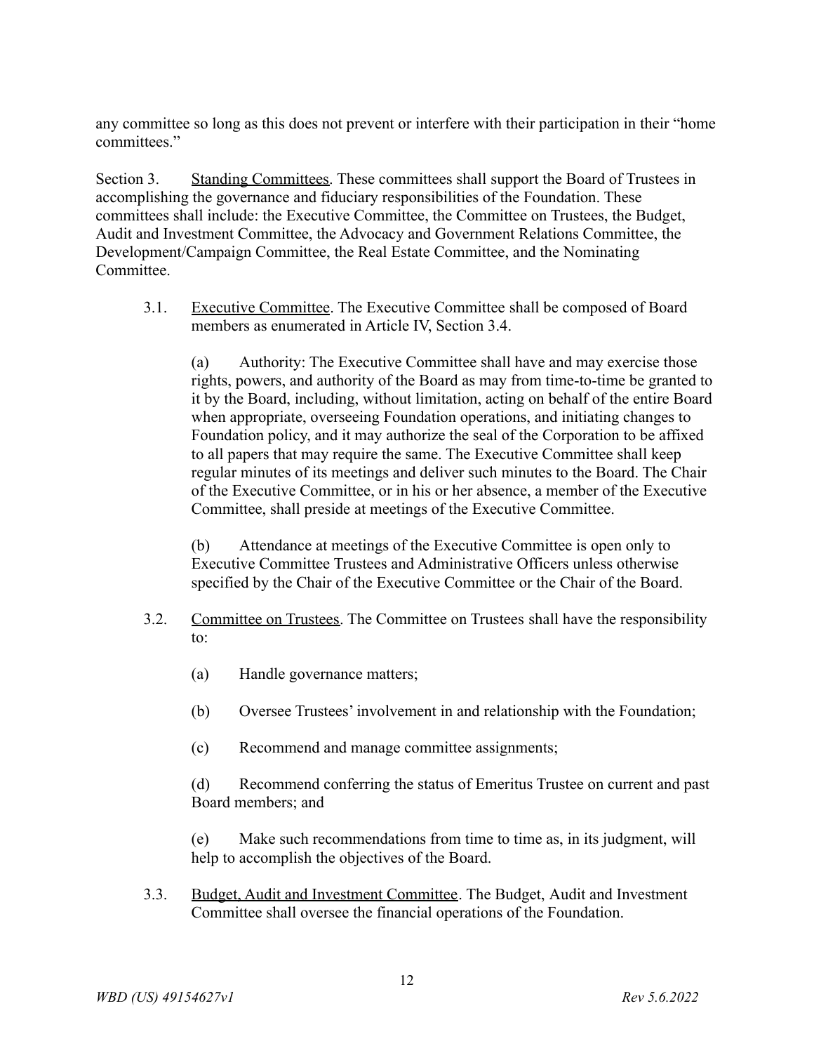any committee so long as this does not prevent or interfere with their participation in their "home committees."

Section 3. Standing Committees. These committees shall support the Board of Trustees in accomplishing the governance and fiduciary responsibilities of the Foundation. These committees shall include: the Executive Committee, the Committee on Trustees, the Budget, Audit and Investment Committee, the Advocacy and Government Relations Committee, the Development/Campaign Committee, the Real Estate Committee, and the Nominating Committee.

3.1. Executive Committee. The Executive Committee shall be composed of Board members as enumerated in Article IV, Section 3.4.

(a) Authority: The Executive Committee shall have and may exercise those rights, powers, and authority of the Board as may from time-to-time be granted to it by the Board, including, without limitation, acting on behalf of the entire Board when appropriate, overseeing Foundation operations, and initiating changes to Foundation policy, and it may authorize the seal of the Corporation to be affixed to all papers that may require the same. The Executive Committee shall keep regular minutes of its meetings and deliver such minutes to the Board. The Chair of the Executive Committee, or in his or her absence, a member of the Executive Committee, shall preside at meetings of the Executive Committee.

(b) Attendance at meetings of the Executive Committee is open only to Executive Committee Trustees and Administrative Officers unless otherwise specified by the Chair of the Executive Committee or the Chair of the Board.

3.2. Committee on Trustees. The Committee on Trustees shall have the responsibility to:

(a) Handle governance matters;

(b) Oversee Trustees' involvement in and relationship with the Foundation;

(c) Recommend and manage committee assignments;

(d) Recommend conferring the status of Emeritus Trustee on current and past Board members; and

(e) Make such recommendations from time to time as, in its judgment, will help to accomplish the objectives of the Board.

3.3. Budget, Audit and Investment Committee. The Budget, Audit and Investment Committee shall oversee the financial operations of the Foundation.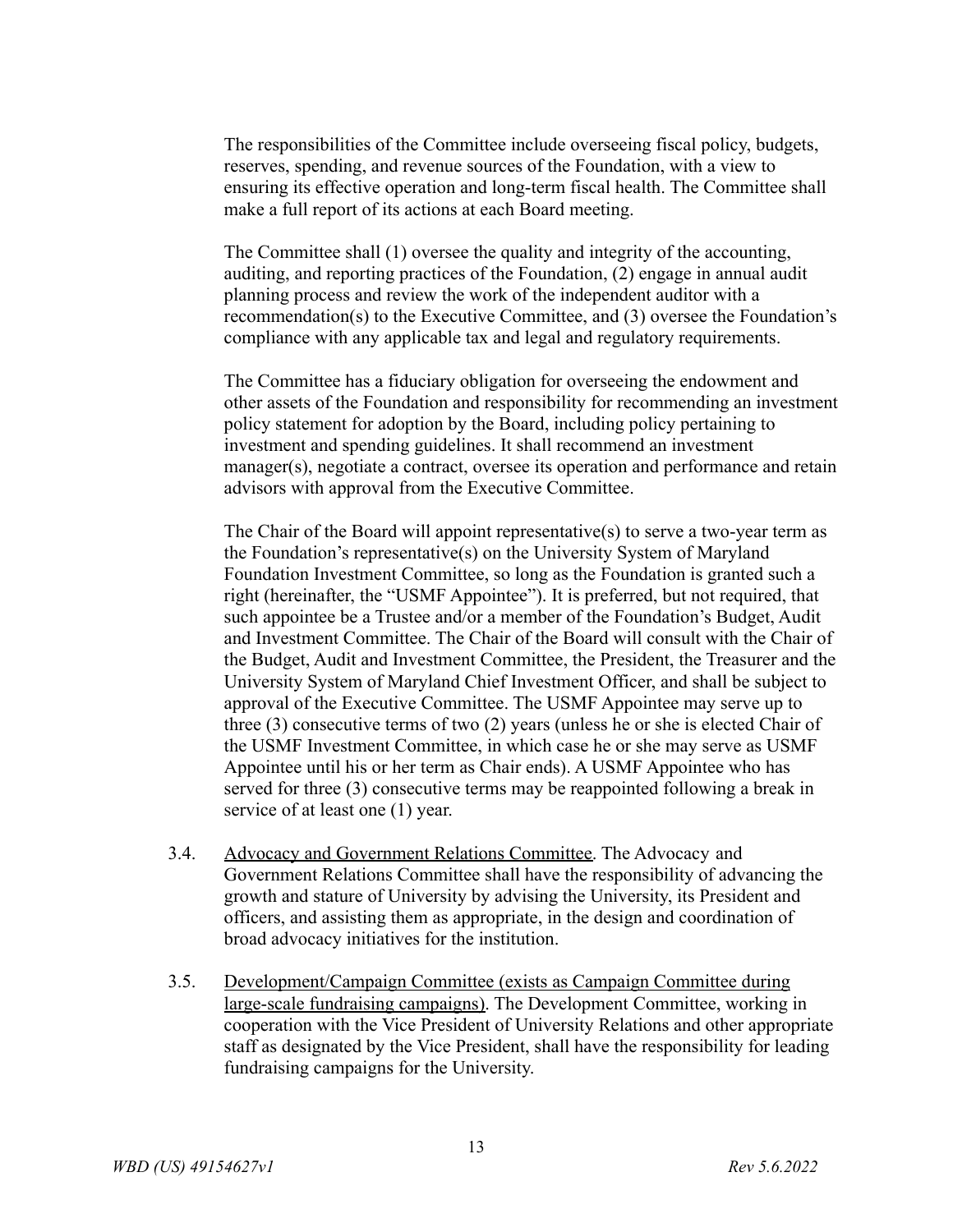The responsibilities of the Committee include overseeing fiscal policy, budgets, reserves, spending, and revenue sources of the Foundation, with a view to ensuring its effective operation and long-term fiscal health. The Committee shall make a full report of its actions at each Board meeting.

The Committee shall (1) oversee the quality and integrity of the accounting, auditing, and reporting practices of the Foundation, (2) engage in annual audit planning process and review the work of the independent auditor with a recommendation(s) to the Executive Committee, and (3) oversee the Foundation's compliance with any applicable tax and legal and regulatory requirements.

The Committee has a fiduciary obligation for overseeing the endowment and other assets of the Foundation and responsibility for recommending an investment policy statement for adoption by the Board, including policy pertaining to investment and spending guidelines. It shall recommend an investment manager(s), negotiate a contract, oversee its operation and performance and retain advisors with approval from the Executive Committee.

The Chair of the Board will appoint representative(s) to serve a two-year term as the Foundation's representative(s) on the University System of Maryland Foundation Investment Committee, so long as the Foundation is granted such a right (hereinafter, the "USMF Appointee"). It is preferred, but not required, that such appointee be a Trustee and/or a member of the Foundation's Budget, Audit and Investment Committee. The Chair of the Board will consult with the Chair of the Budget, Audit and Investment Committee, the President, the Treasurer and the University System of Maryland Chief Investment Officer, and shall be subject to approval of the Executive Committee. The USMF Appointee may serve up to three (3) consecutive terms of two (2) years (unless he or she is elected Chair of the USMF Investment Committee, in which case he or she may serve as USMF Appointee until his or her term as Chair ends). A USMF Appointee who has served for three (3) consecutive terms may be reappointed following a break in service of at least one (1) year.

3.4. Advocacy and Government Relations Committee. The Advocacy and Government Relations Committee shall have the responsibility of advancing the growth and stature of University by advising the University, its President and officers, and assisting them as appropriate, in the design and coordination of broad advocacy initiatives for the institution.

3.5. Development/Campaign Committee (exists as Campaign Committee during large-scale fundraising campaigns). The Development Committee, working in cooperation with the Vice President of University Relations and other appropriate staff as designated by the Vice President, shall have the responsibility for leading fundraising campaigns for the University.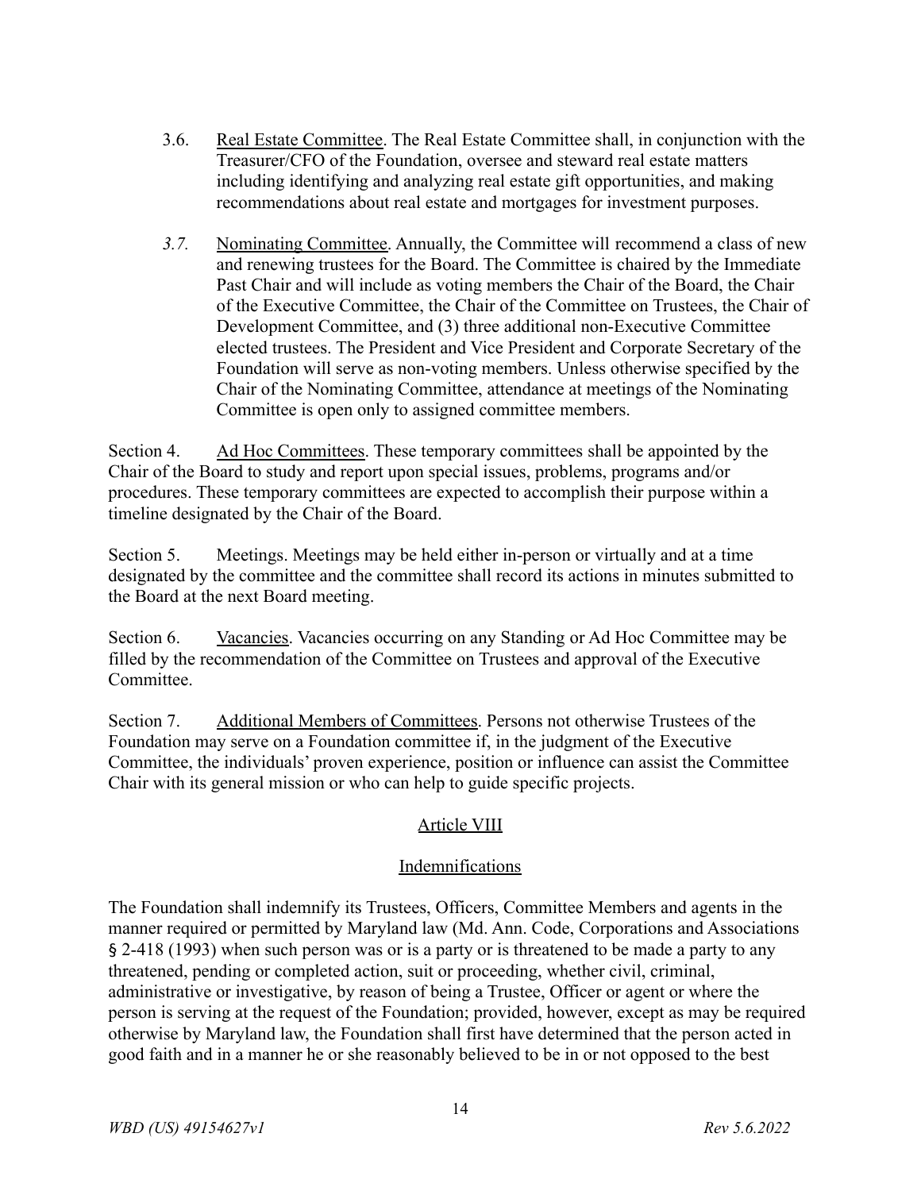3.6. Real Estate Committee. The Real Estate Committee shall, in conjunction with the Treasurer/CFO of the Foundation, oversee and steward real estate matters including identifying and analyzing real estate gift opportunities, and making recommendations about real estate and mortgages for investment purposes.

*3.7.* Nominating Committee. Annually, the Committee will recommend a class of new and renewing trustees for the Board. The Committee is chaired by the Immediate Past Chair and will include as voting members the Chair of the Board, the Chair of the Executive Committee, the Chair of the Committee on Trustees, the Chair of Development Committee, and (3) three additional non-Executive Committee elected trustees. The President and Vice President and Corporate Secretary of the Foundation will serve as non-voting members. Unless otherwise specified by the Chair of the Nominating Committee, attendance at meetings of the Nominating Committee is open only to assigned committee members.

Section 4. Ad Hoc Committees. These temporary committees shall be appointed by the Chair of the Board to study and report upon special issues, problems, programs and/or procedures. These temporary committees are expected to accomplish their purpose within a timeline designated by the Chair of the Board.

Section 5. Meetings. Meetings may be held either in-person or virtually and at a time designated by the committee and the committee shall record its actions in minutes submitted to the Board at the next Board meeting.

Section 6. Vacancies. Vacancies occurring on any Standing or Ad Hoc Committee may be filled by the recommendation of the Committee on Trustees and approval of the Executive Committee.

Section 7. Additional Members of Committees. Persons not otherwise Trustees of the Foundation may serve on a Foundation committee if, in the judgment of the Executive Committee, the individuals' proven experience, position or influence can assist the Committee Chair with its general mission or who can help to guide specific projects.

## Article VIII

## Indemnifications

The Foundation shall indemnify its Trustees, Officers, Committee Members and agents in the manner required or permitted by Maryland law (Md. Ann. Code, Corporations and Associations § 2-418 (1993) when such person was or is a party or is threatened to be made a party to any threatened, pending or completed action, suit or proceeding, whether civil, criminal, administrative or investigative, by reason of being a Trustee, Officer or agent or where the person is serving at the request of the Foundation; provided, however, except as may be required otherwise by Maryland law, the Foundation shall first have determined that the person acted in good faith and in a manner he or she reasonably believed to be in or not opposed to the best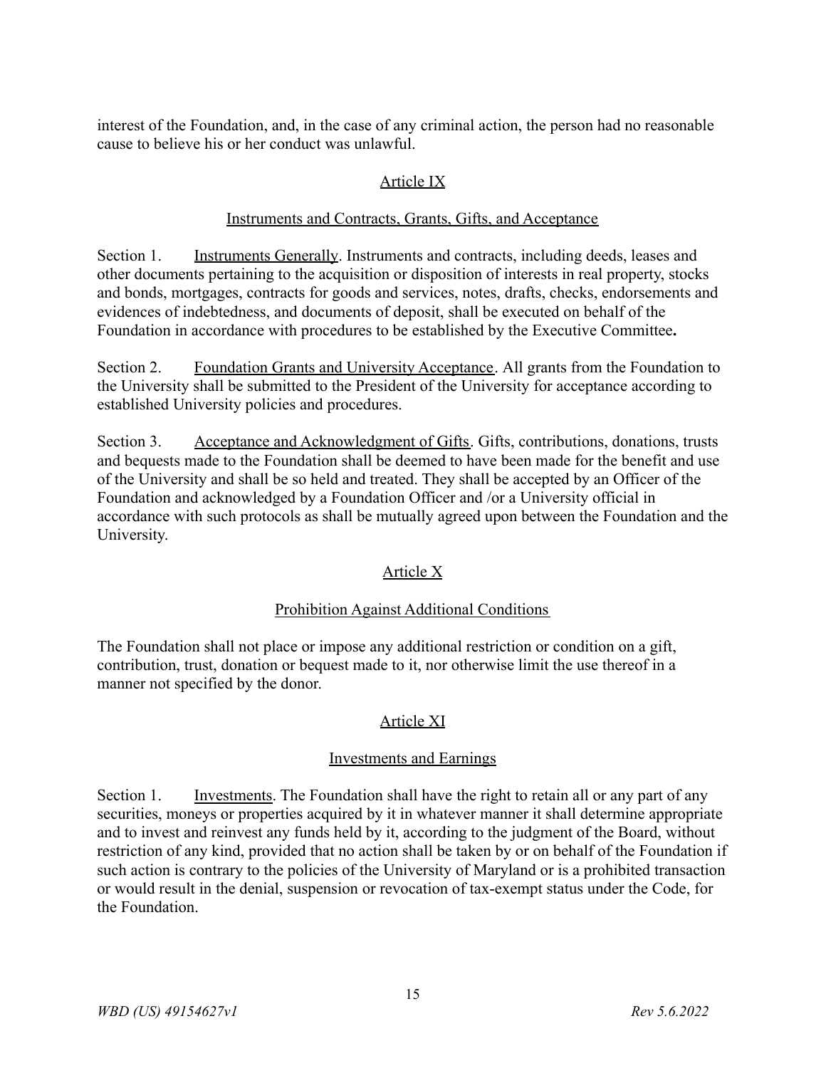interest of the Foundation, and, in the case of any criminal action, the person had no reasonable cause to believe his or her conduct was unlawful.

## Article IX

### Instruments and Contracts, Grants, Gifts, and Acceptance

Section 1. Instruments Generally. Instruments and contracts, including deeds, leases and other documents pertaining to the acquisition or disposition of interests in real property, stocks and bonds, mortgages, contracts for goods and services, notes, drafts, checks, endorsements and evidences of indebtedness, and documents of deposit, shall be executed on behalf of the Foundation in accordance with procedures to be established by the Executive Committee**.**

Section 2. Foundation Grants and University Acceptance. All grants from the Foundation to the University shall be submitted to the President of the University for acceptance according to established University policies and procedures.

Section 3. Acceptance and Acknowledgment of Gifts. Gifts, contributions, donations, trusts and bequests made to the Foundation shall be deemed to have been made for the benefit and use of the University and shall be so held and treated. They shall be accepted by an Officer of the Foundation and acknowledged by a Foundation Officer and /or a University official in accordance with such protocols as shall be mutually agreed upon between the Foundation and the University.

## Article X

### Prohibition Against Additional Conditions

The Foundation shall not place or impose any additional restriction or condition on a gift, contribution, trust, donation or bequest made to it, nor otherwise limit the use thereof in a manner not specified by the donor.

## Article XI

### Investments and Earnings

Section 1. Investments. The Foundation shall have the right to retain all or any part of any securities, moneys or properties acquired by it in whatever manner it shall determine appropriate and to invest and reinvest any funds held by it, according to the judgment of the Board, without restriction of any kind, provided that no action shall be taken by or on behalf of the Foundation if such action is contrary to the policies of the University of Maryland or is a prohibited transaction or would result in the denial, suspension or revocation of tax-exempt status under the Code, for the Foundation.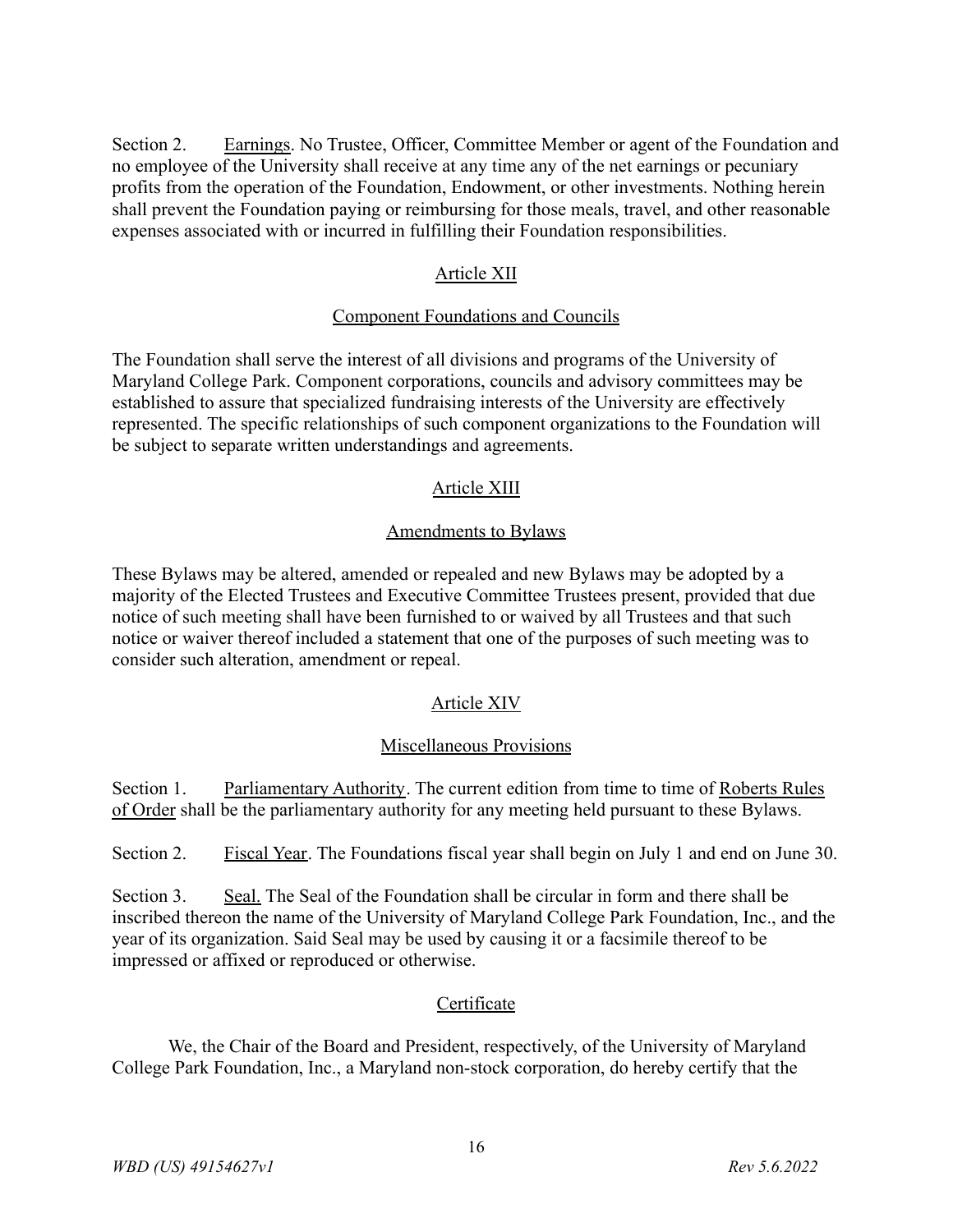Section 2. Earnings. No Trustee, Officer, Committee Member or agent of the Foundation and no employee of the University shall receive at any time any of the net earnings or pecuniary profits from the operation of the Foundation, Endowment, or other investments. Nothing herein shall prevent the Foundation paying or reimbursing for those meals, travel, and other reasonable expenses associated with or incurred in fulfilling their Foundation responsibilities.

## Article XII

### Component Foundations and Councils

The Foundation shall serve the interest of all divisions and programs of the University of Maryland College Park. Component corporations, councils and advisory committees may be established to assure that specialized fundraising interests of the University are effectively represented. The specific relationships of such component organizations to the Foundation will be subject to separate written understandings and agreements.

## Article XIII

### Amendments to Bylaws

These Bylaws may be altered, amended or repealed and new Bylaws may be adopted by a majority of the Elected Trustees and Executive Committee Trustees present, provided that due notice of such meeting shall have been furnished to or waived by all Trustees and that such notice or waiver thereof included a statement that one of the purposes of such meeting was to consider such alteration, amendment or repeal.

## Article XIV

### Miscellaneous Provisions

Section 1. Parliamentary Authority. The current edition from time to time of Roberts Rules of Order shall be the parliamentary authority for any meeting held pursuant to these Bylaws.

Section 2. Fiscal Year. The Foundations fiscal year shall begin on July 1 and end on June 30.

Section 3. Seal. The Seal of the Foundation shall be circular in form and there shall be inscribed thereon the name of the University of Maryland College Park Foundation, Inc., and the year of its organization. Said Seal may be used by causing it or a facsimile thereof to be impressed or affixed or reproduced or otherwise.

## Certificate

We, the Chair of the Board and President, respectively, of the University of Maryland College Park Foundation, Inc., a Maryland non-stock corporation, do hereby certify that the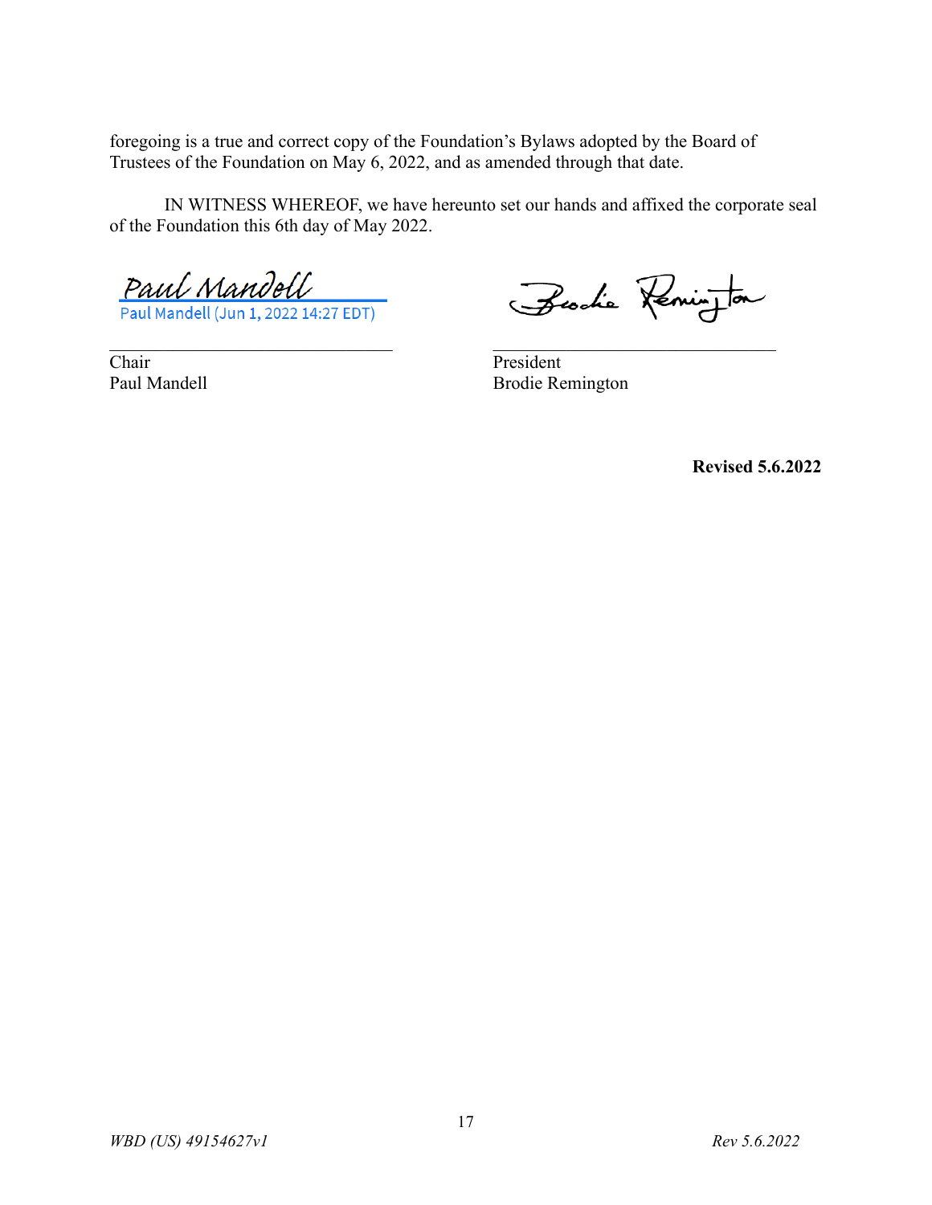foregoing is a true and correct copy of the Foundation's Bylaws adopted by the Board of Trustees of the Foundation on May 6, 2022, and as amended through that date.

IN WITNESS WHEREOF, we have hereunto set our hands and affixed the corporate seal of the Foundation this 6th day of May 2022.

Paul Mandell
Paul Mandell (Jun 1, 2022 14:27 EDT)

Chair
Paul Mandell

President
Brodie Remington

**Revised 5.6.2022**

*WBD (US) 49154627v1*

*Rev 5.6.2022*